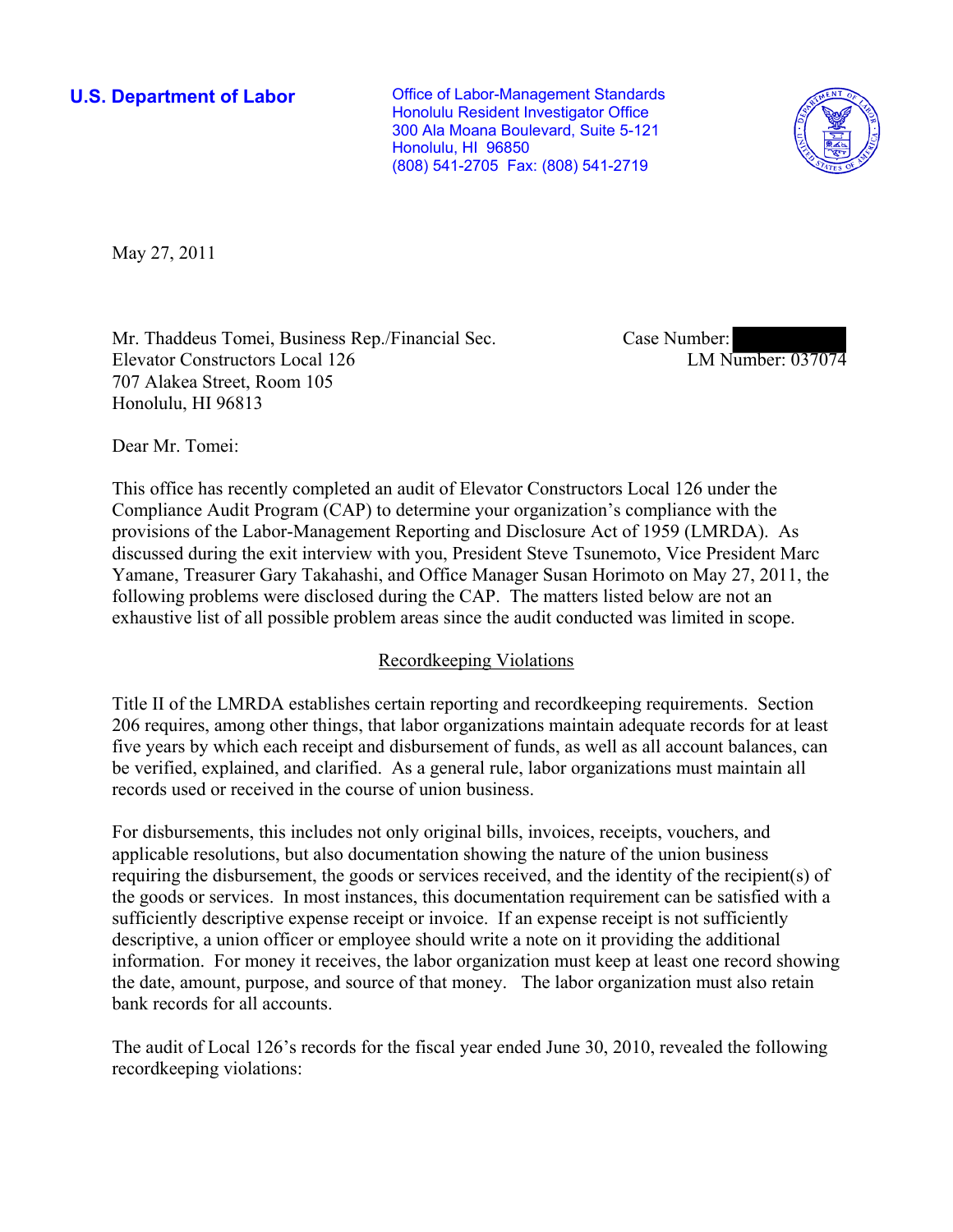**U.S. Department of Labor**

Office of Labor-Management Standards
Honolulu Resident Investigator Office
300 Ala Moana Boulevard, Suite 5-121
Honolulu, HI 96850
(808) 541-2705 Fax: (808) 541-2719

May 27, 2011

Mr. Thaddeus Tomei, Business Rep./Financial Sec.
Elevator Constructors Local 126
707 Alakea Street, Room 105
Honolulu, HI 96813

Case Number:
LM Number: 037074

Dear Mr. Tomei:

This office has recently completed an audit of Elevator Constructors Local 126 under the Compliance Audit Program (CAP) to determine your organization's compliance with the provisions of the Labor-Management Reporting and Disclosure Act of 1959 (LMRDA). As discussed during the exit interview with you, President Steve Tsunemoto, Vice President Marc Yamane, Treasurer Gary Takahashi, and Office Manager Susan Horimoto on May 27, 2011, the following problems were disclosed during the CAP. The matters listed below are not an exhaustive list of all possible problem areas since the audit conducted was limited in scope.

## Recordkeeping Violations

Title II of the LMRDA establishes certain reporting and recordkeeping requirements. Section 206 requires, among other things, that labor organizations maintain adequate records for at least five years by which each receipt and disbursement of funds, as well as all account balances, can be verified, explained, and clarified. As a general rule, labor organizations must maintain all records used or received in the course of union business.

For disbursements, this includes not only original bills, invoices, receipts, vouchers, and applicable resolutions, but also documentation showing the nature of the union business requiring the disbursement, the goods or services received, and the identity of the recipient(s) of the goods or services. In most instances, this documentation requirement can be satisfied with a sufficiently descriptive expense receipt or invoice. If an expense receipt is not sufficiently descriptive, a union officer or employee should write a note on it providing the additional information. For money it receives, the labor organization must keep at least one record showing the date, amount, purpose, and source of that money. The labor organization must also retain bank records for all accounts.

The audit of Local 126's records for the fiscal year ended June 30, 2010, revealed the following recordkeeping violations: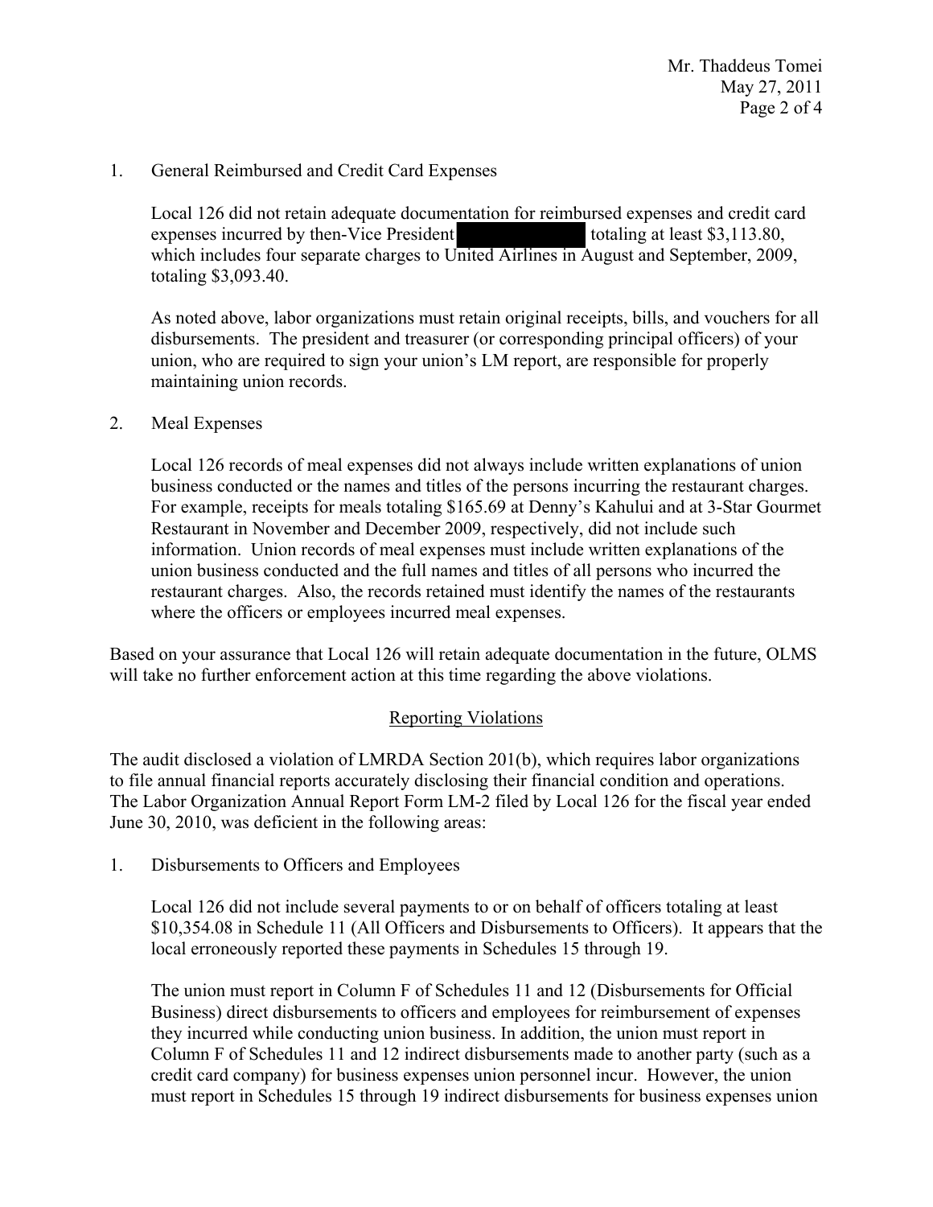1. General Reimbursed and Credit Card Expenses

   Local 126 did not retain adequate documentation for reimbursed expenses and credit card expenses incurred by then-Vice President [redacted] totaling at least $3,113.80, which includes four separate charges to United Airlines in August and September, 2009, totaling $3,093.40.

   As noted above, labor organizations must retain original receipts, bills, and vouchers for all disbursements. The president and treasurer (or corresponding principal officers) of your union, who are required to sign your union's LM report, are responsible for properly maintaining union records.

2. Meal Expenses

   Local 126 records of meal expenses did not always include written explanations of union business conducted or the names and titles of the persons incurring the restaurant charges. For example, receipts for meals totaling $165.69 at Denny's Kahului and at 3-Star Gourmet Restaurant in November and December 2009, respectively, did not include such information. Union records of meal expenses must include written explanations of the union business conducted and the full names and titles of all persons who incurred the restaurant charges. Also, the records retained must identify the names of the restaurants where the officers or employees incurred meal expenses.

Based on your assurance that Local 126 will retain adequate documentation in the future, OLMS will take no further enforcement action at this time regarding the above violations.

## Reporting Violations

The audit disclosed a violation of LMRDA Section 201(b), which requires labor organizations to file annual financial reports accurately disclosing their financial condition and operations. The Labor Organization Annual Report Form LM-2 filed by Local 126 for the fiscal year ended June 30, 2010, was deficient in the following areas:

1. Disbursements to Officers and Employees

   Local 126 did not include several payments to or on behalf of officers totaling at least $10,354.08 in Schedule 11 (All Officers and Disbursements to Officers). It appears that the local erroneously reported these payments in Schedules 15 through 19.

   The union must report in Column F of Schedules 11 and 12 (Disbursements for Official Business) direct disbursements to officers and employees for reimbursement of expenses they incurred while conducting union business. In addition, the union must report in Column F of Schedules 11 and 12 indirect disbursements made to another party (such as a credit card company) for business expenses union personnel incur. However, the union must report in Schedules 15 through 19 indirect disbursements for business expenses union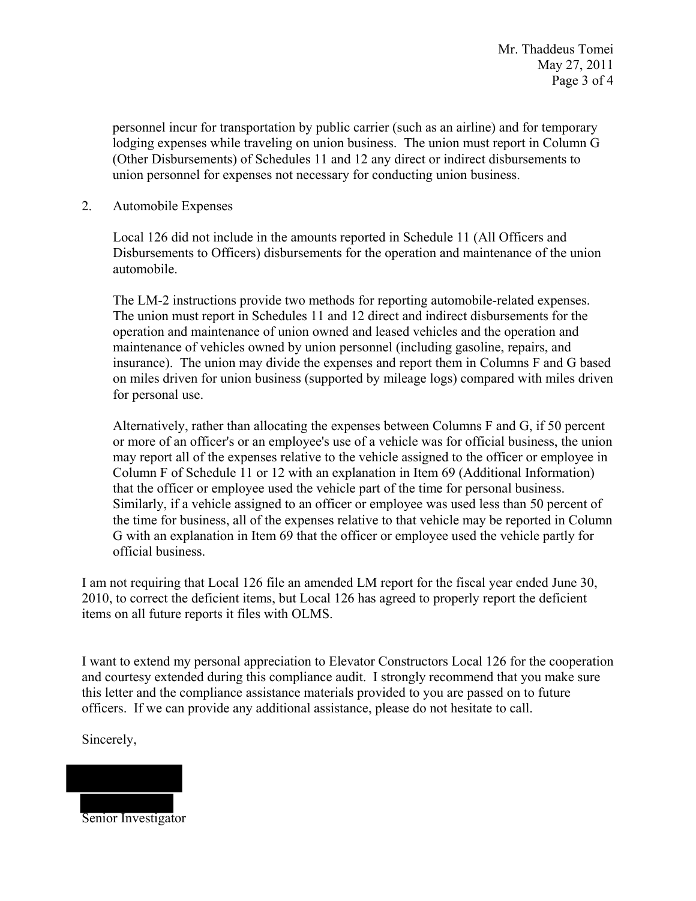personnel incur for transportation by public carrier (such as an airline) and for temporary lodging expenses while traveling on union business. The union must report in Column G (Other Disbursements) of Schedules 11 and 12 any direct or indirect disbursements to union personnel for expenses not necessary for conducting union business.

2. Automobile Expenses

Local 126 did not include in the amounts reported in Schedule 11 (All Officers and Disbursements to Officers) disbursements for the operation and maintenance of the union automobile.

The LM-2 instructions provide two methods for reporting automobile-related expenses. The union must report in Schedules 11 and 12 direct and indirect disbursements for the operation and maintenance of union owned and leased vehicles and the operation and maintenance of vehicles owned by union personnel (including gasoline, repairs, and insurance). The union may divide the expenses and report them in Columns F and G based on miles driven for union business (supported by mileage logs) compared with miles driven for personal use.

Alternatively, rather than allocating the expenses between Columns F and G, if 50 percent or more of an officer's or an employee's use of a vehicle was for official business, the union may report all of the expenses relative to the vehicle assigned to the officer or employee in Column F of Schedule 11 or 12 with an explanation in Item 69 (Additional Information) that the officer or employee used the vehicle part of the time for personal business. Similarly, if a vehicle assigned to an officer or employee was used less than 50 percent of the time for business, all of the expenses relative to that vehicle may be reported in Column G with an explanation in Item 69 that the officer or employee used the vehicle partly for official business.

I am not requiring that Local 126 file an amended LM report for the fiscal year ended June 30, 2010, to correct the deficient items, but Local 126 has agreed to properly report the deficient items on all future reports it files with OLMS.

I want to extend my personal appreciation to Elevator Constructors Local 126 for the cooperation and courtesy extended during this compliance audit. I strongly recommend that you make sure this letter and the compliance assistance materials provided to you are passed on to future officers. If we can provide any additional assistance, please do not hesitate to call.

Sincerely,

Senior Investigator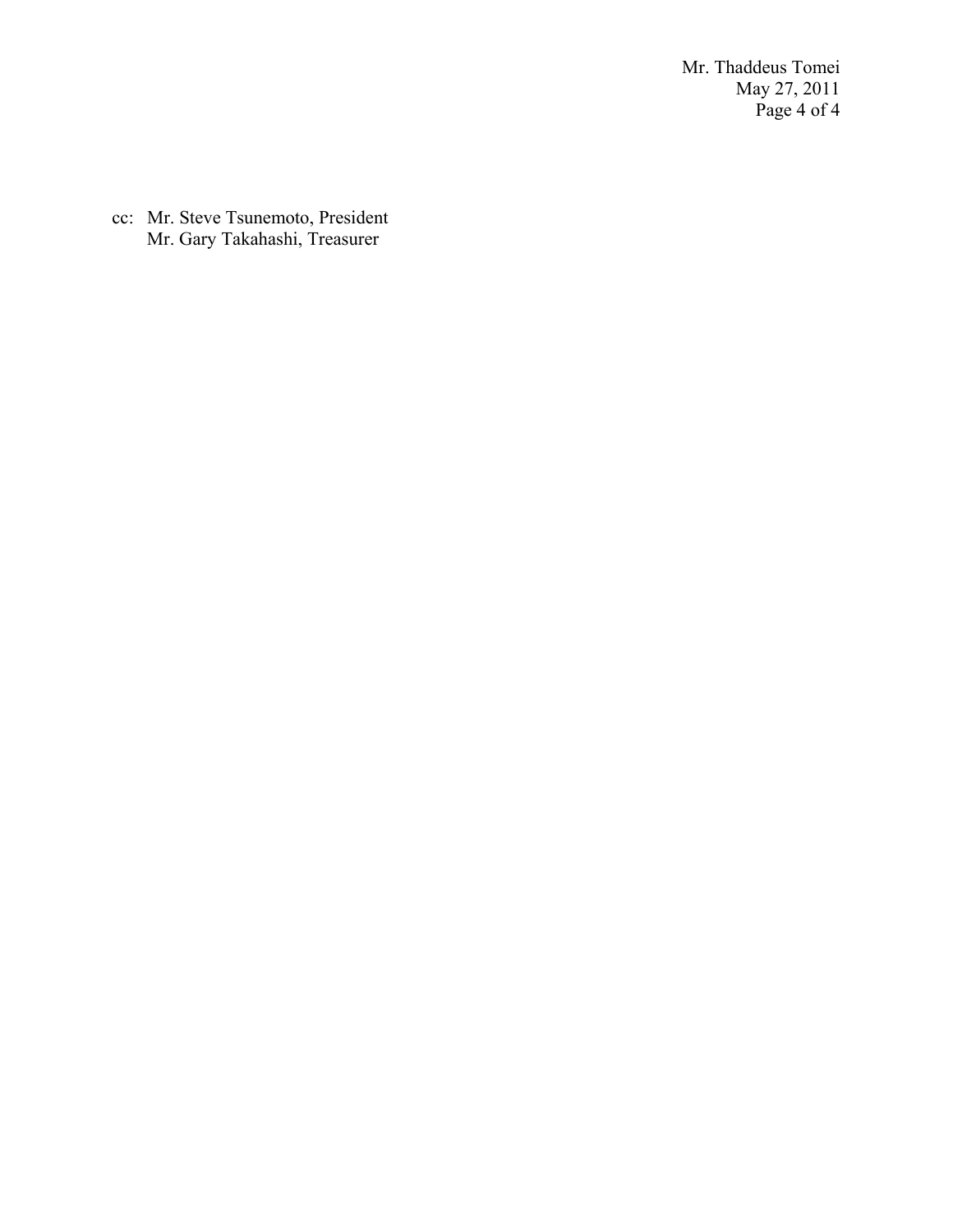cc: Mr. Steve Tsunemoto, President
    Mr. Gary Takahashi, Treasurer